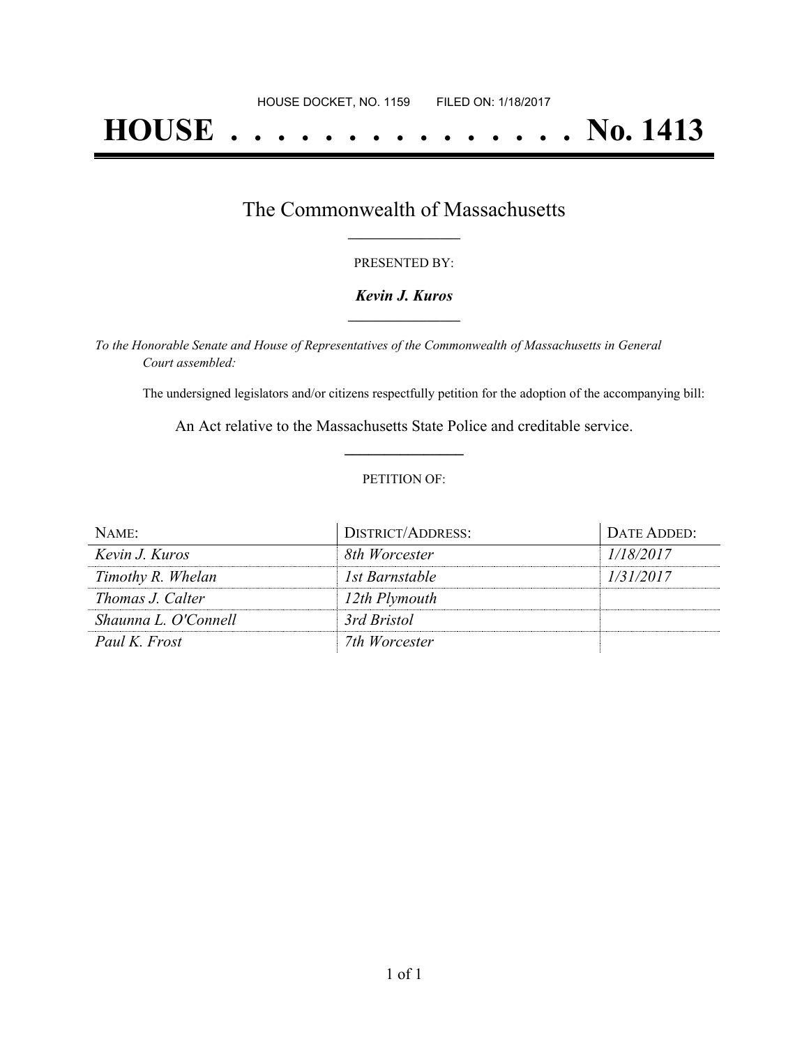HOUSE DOCKET, NO. 1159        FILED ON: 1/18/2017

# HOUSE . . . . . . . . . . . . . . . No. 1413

## The Commonwealth of Massachusetts

PRESENTED BY:

***Kevin J. Kuros***

*To the Honorable Senate and House of Representatives of the Commonwealth of Massachusetts in General Court assembled:*

The undersigned legislators and/or citizens respectfully petition for the adoption of the accompanying bill:

An Act relative to the Massachusetts State Police and creditable service.

PETITION OF:

| NAME: | DISTRICT/ADDRESS: | DATE ADDED: |
| --- | --- | --- |
| *Kevin J. Kuros* | *8th Worcester* | *1/18/2017* |
| *Timothy R. Whelan* | *1st Barnstable* | *1/31/2017* |
| *Thomas J. Calter* | *12th Plymouth* | |
| *Shaunna L. O'Connell* | *3rd Bristol* | |
| *Paul K. Frost* | *7th Worcester* | |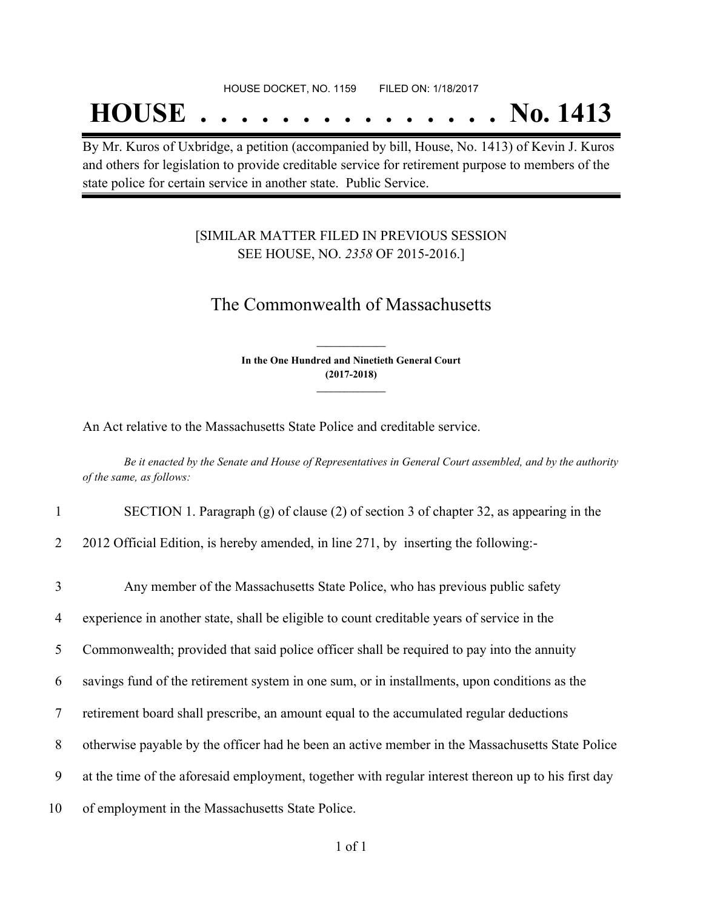HOUSE DOCKET, NO. 1159 FILED ON: 1/18/2017

# HOUSE . . . . . . . . . . . . . . . No. 1413

By Mr. Kuros of Uxbridge, a petition (accompanied by bill, House, No. 1413) of Kevin J. Kuros and others for legislation to provide creditable service for retirement purpose to members of the state police for certain service in another state. Public Service.

[SIMILAR MATTER FILED IN PREVIOUS SESSION
SEE HOUSE, NO. *2358* OF 2015-2016.]

## The Commonwealth of Massachusetts

**In the One Hundred and Ninetieth General Court**
**(2017-2018)**

An Act relative to the Massachusetts State Police and creditable service.

*Be it enacted by the Senate and House of Representatives in General Court assembled, and by the authority of the same, as follows:*

1 SECTION 1. Paragraph (g) of clause (2) of section 3 of chapter 32, as appearing in the
2 2012 Official Edition, is hereby amended, in line 271, by inserting the following:-

3 Any member of the Massachusetts State Police, who has previous public safety
4 experience in another state, shall be eligible to count creditable years of service in the
5 Commonwealth; provided that said police officer shall be required to pay into the annuity
6 savings fund of the retirement system in one sum, or in installments, upon conditions as the
7 retirement board shall prescribe, an amount equal to the accumulated regular deductions
8 otherwise payable by the officer had he been an active member in the Massachusetts State Police
9 at the time of the aforesaid employment, together with regular interest thereon up to his first day
10 of employment in the Massachusetts State Police.